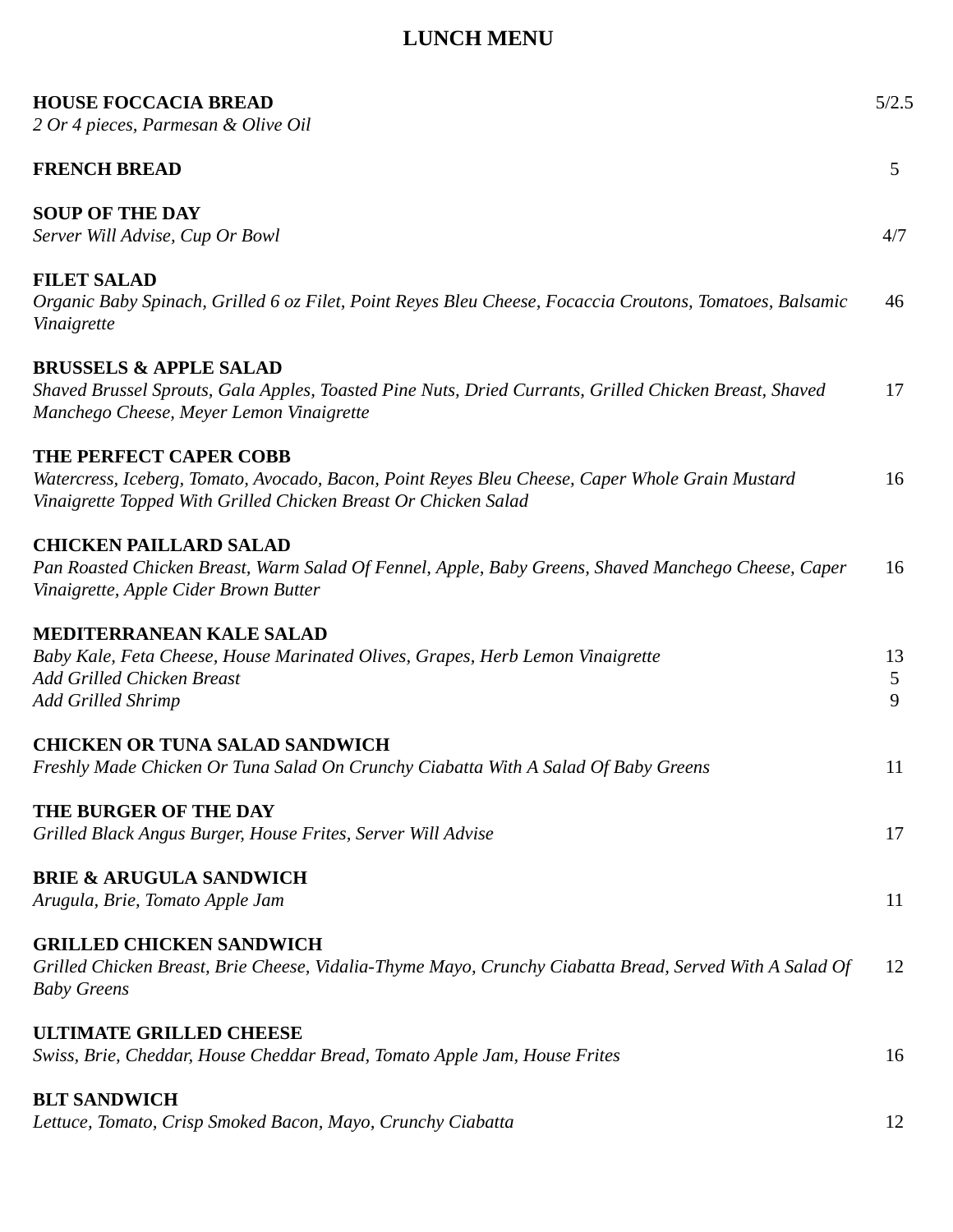# LUNCH MENU

**HOUSE FOCCACIA BREAD** 5/2.5
*2 Or 4 pieces, Parmesan & Olive Oil*

**FRENCH BREAD** 5

**SOUP OF THE DAY**
*Server Will Advise, Cup Or Bowl* 4/7

**FILET SALAD**
*Organic Baby Spinach, Grilled 6 oz Filet, Point Reyes Bleu Cheese, Focaccia Croutons, Tomatoes, Balsamic Vinaigrette* 46

**BRUSSELS & APPLE SALAD**
*Shaved Brussel Sprouts, Gala Apples, Toasted Pine Nuts, Dried Currants, Grilled Chicken Breast, Shaved Manchego Cheese, Meyer Lemon Vinaigrette* 17

**THE PERFECT CAPER COBB**
*Watercress, Iceberg, Tomato, Avocado, Bacon, Point Reyes Bleu Cheese, Caper Whole Grain Mustard Vinaigrette Topped With Grilled Chicken Breast Or Chicken Salad* 16

**CHICKEN PAILLARD SALAD**
*Pan Roasted Chicken Breast, Warm Salad Of Fennel, Apple, Baby Greens, Shaved Manchego Cheese, Caper Vinaigrette, Apple Cider Brown Butter* 16

**MEDITERRANEAN KALE SALAD**
*Baby Kale, Feta Cheese, House Marinated Olives, Grapes, Herb Lemon Vinaigrette* 13
*Add Grilled Chicken Breast* 5
*Add Grilled Shrimp* 9

**CHICKEN OR TUNA SALAD SANDWICH**
*Freshly Made Chicken Or Tuna Salad On Crunchy Ciabatta With A Salad Of Baby Greens* 11

**THE BURGER OF THE DAY**
*Grilled Black Angus Burger, House Frites, Server Will Advise* 17

**BRIE & ARUGULA SANDWICH**
*Arugula, Brie, Tomato Apple Jam* 11

**GRILLED CHICKEN SANDWICH**
*Grilled Chicken Breast, Brie Cheese, Vidalia-Thyme Mayo, Crunchy Ciabatta Bread, Served With A Salad Of Baby Greens* 12

**ULTIMATE GRILLED CHEESE**
*Swiss, Brie, Cheddar, House Cheddar Bread, Tomato Apple Jam, House Frites* 16

**BLT SANDWICH**
*Lettuce, Tomato, Crisp Smoked Bacon, Mayo, Crunchy Ciabatta* 12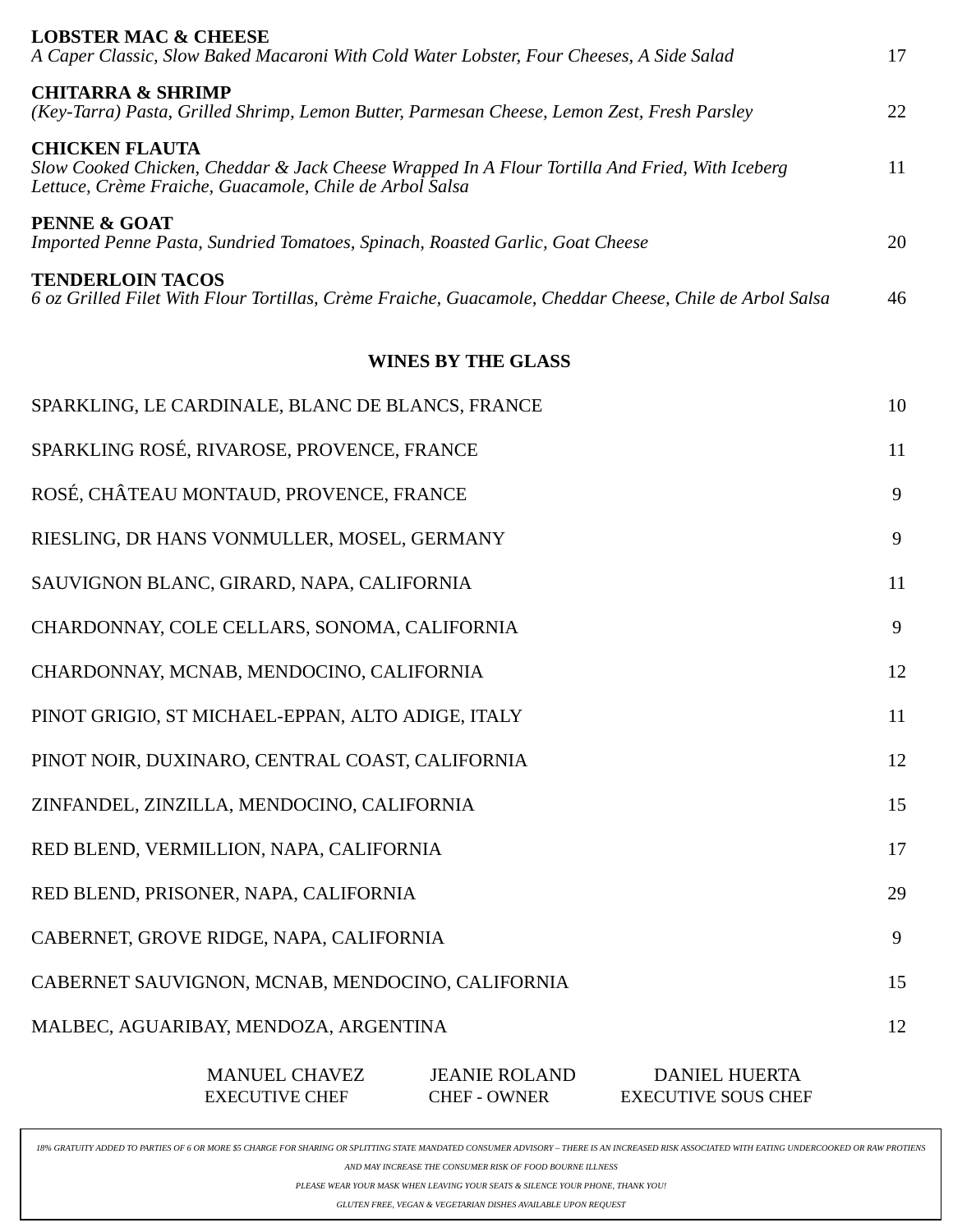**LOBSTER MAC & CHEESE**
*A Caper Classic, Slow Baked Macaroni With Cold Water Lobster, Four Cheeses, A Side Salad* 17

**CHITARRA & SHRIMP**
*(Key-Tarra) Pasta, Grilled Shrimp, Lemon Butter, Parmesan Cheese, Lemon Zest, Fresh Parsley* 22

**CHICKEN FLAUTA**
*Slow Cooked Chicken, Cheddar & Jack Cheese Wrapped In A Flour Tortilla And Fried, With Iceberg Lettuce, Crème Fraiche, Guacamole, Chile de Arbol Salsa* 11

**PENNE & GOAT**
*Imported Penne Pasta, Sundried Tomatoes, Spinach, Roasted Garlic, Goat Cheese* 20

**TENDERLOIN TACOS**
*6 oz Grilled Filet With Flour Tortillas, Crème Fraiche, Guacamole, Cheddar Cheese, Chile de Arbol Salsa* 46

## WINES BY THE GLASS

| | |
|---|---|
| SPARKLING, LE CARDINALE, BLANC DE BLANCS, FRANCE | 10 |
| SPARKLING ROSÉ, RIVAROSE, PROVENCE, FRANCE | 11 |
| ROSÉ, CHÂTEAU MONTAUD, PROVENCE, FRANCE | 9 |
| RIESLING, DR HANS VONMULLER, MOSEL, GERMANY | 9 |
| SAUVIGNON BLANC, GIRARD, NAPA, CALIFORNIA | 11 |
| CHARDONNAY, COLE CELLARS, SONOMA, CALIFORNIA | 9 |
| CHARDONNAY, MCNAB, MENDOCINO, CALIFORNIA | 12 |
| PINOT GRIGIO, ST MICHAEL-EPPAN, ALTO ADIGE, ITALY | 11 |
| PINOT NOIR, DUXINARO, CENTRAL COAST, CALIFORNIA | 12 |
| ZINFANDEL, ZINZILLA, MENDOCINO, CALIFORNIA | 15 |
| RED BLEND, VERMILLION, NAPA, CALIFORNIA | 17 |
| RED BLEND, PRISONER, NAPA, CALIFORNIA | 29 |
| CABERNET, GROVE RIDGE, NAPA, CALIFORNIA | 9 |
| CABERNET SAUVIGNON, MCNAB, MENDOCINO, CALIFORNIA | 15 |
| MALBEC, AGUARIBAY, MENDOZA, ARGENTINA | 12 |

MANUEL CHAVEZ
EXECUTIVE CHEF

JEANIE ROLAND
CHEF - OWNER

DANIEL HUERTA
EXECUTIVE SOUS CHEF

*18% GRATUITY ADDED TO PARTIES OF 6 OR MORE $5 CHARGE FOR SHARING OR SPLITTING STATE MANDATED CONSUMER ADVISORY – THERE IS AN INCREASED RISK ASSOCIATED WITH EATING UNDERCOOKED OR RAW PROTIENS AND MAY INCREASE THE CONSUMER RISK OF FOOD BOURNE ILLNESS*

*PLEASE WEAR YOUR MASK WHEN LEAVING YOUR SEATS & SILENCE YOUR PHONE, THANK YOU!*

*GLUTEN FREE, VEGAN & VEGETARIAN DISHES AVAILABLE UPON REQUEST*